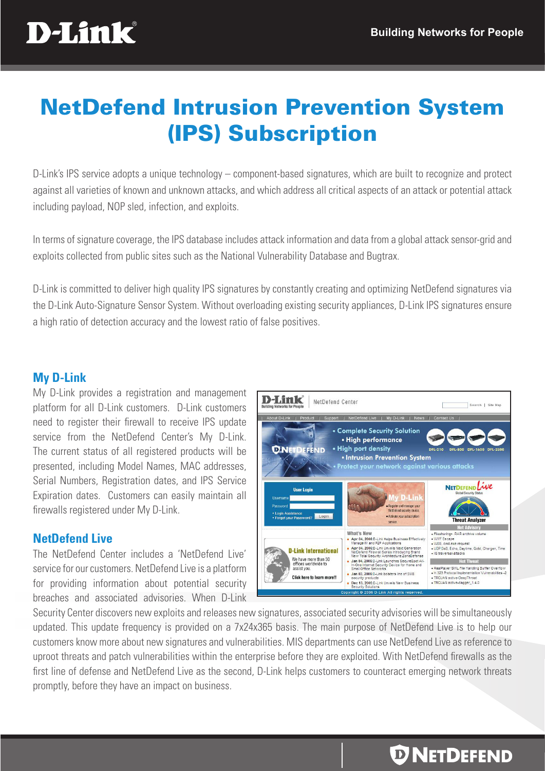# NetDefend Intrusion Prevention System (IPS) Subscription

D-Link's IPS service adopts a unique technology – component-based signatures, which are built to recognize and protect against all varieties of known and unknown attacks, and which address all critical aspects of an attack or potential attack including payload, NOP sled, infection, and exploits.

In terms of signature coverage, the IPS database includes attack information and data from a global attack sensor-grid and exploits collected from public sites such as the National Vulnerability Database and Bugtrax.

D-Link is committed to deliver high quality IPS signatures by constantly creating and optimizing NetDefend signatures via the D-Link Auto-Signature Sensor System. Without overloading existing security appliances, D-Link IPS signatures ensure a high ratio of detection accuracy and the lowest ratio of false positives.

## My D-Link

My D-Link provides a registration and management platform for all D-Link customers. D-Link customers need to register their firewall to receive IPS update service from the NetDefend Center's My D-Link. The current status of all registered products will be presented, including Model Names, MAC addresses, Serial Numbers, Registration dates, and IPS Service Expiration dates. Customers can easily maintain all firewalls registered under My D-Link.

## NetDefend Live

The NetDefend Center includes a 'NetDefend Live' service for our customers. NetDefend Live is a platform for providing information about potential security breaches and associated advisories. When D-Link Security Center discovers new exploits and releases new signatures, associated security advisories will be simultaneously updated. This update frequency is provided on a 7x24x365 basis. The main purpose of NetDefend Live is to help our customers know more about new signatures and vulnerabilities. MIS departments can use NetDefend Live as reference to uproot threats and patch vulnerabilities within the enterprise before they are exploited. With NetDefend firewalls as the first line of defense and NetDefend Live as the second, D-Link helps customers to counteract emerging network threats promptly, before they have an impact on business.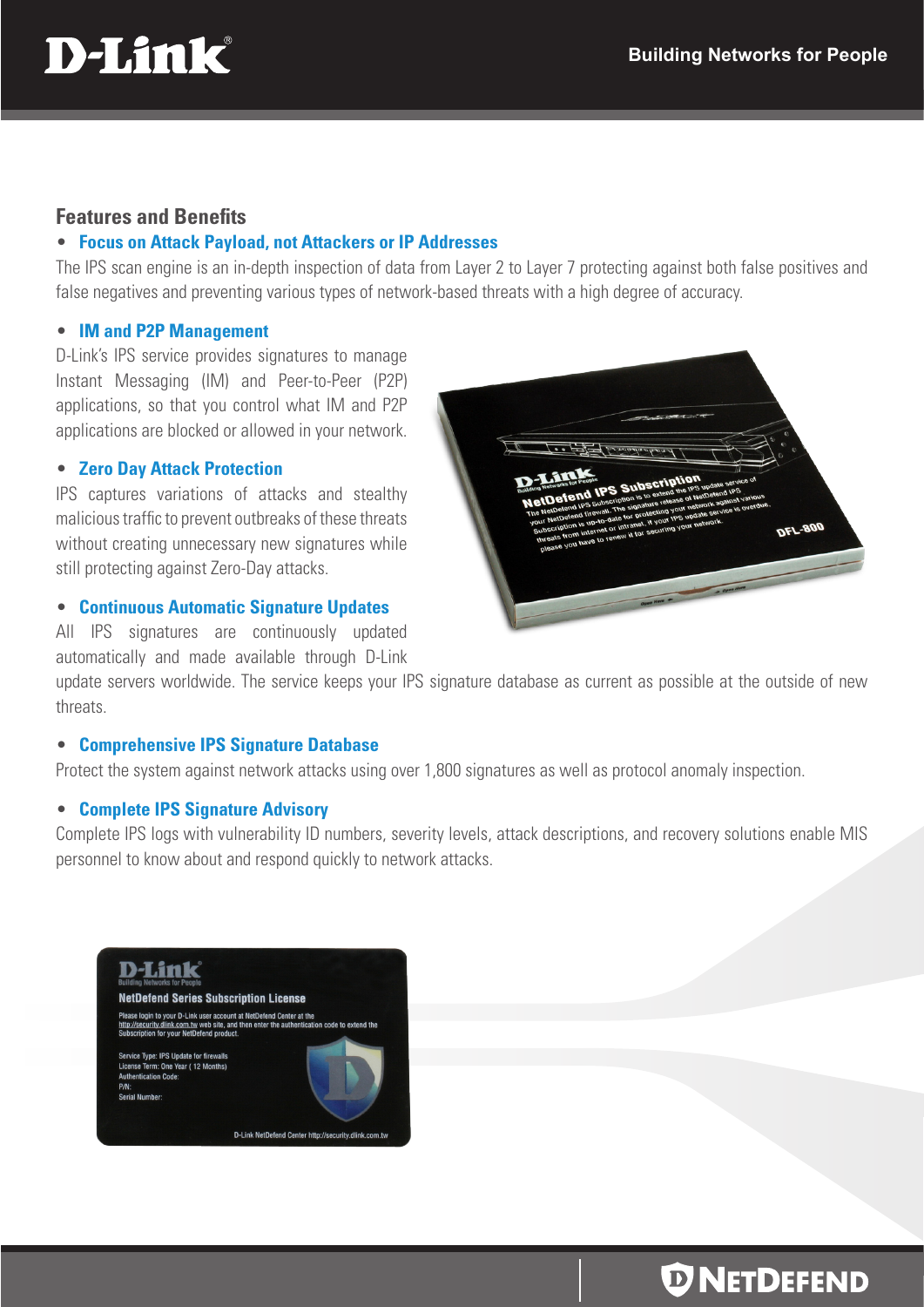## Features and Benefits

- **Focus on Attack Payload, not Attackers or IP Addresses**

The IPS scan engine is an in-depth inspection of data from Layer 2 to Layer 7 protecting against both false positives and false negatives and preventing various types of network-based threats with a high degree of accuracy.

- **IM and P2P Management**

D-Link's IPS service provides signatures to manage Instant Messaging (IM) and Peer-to-Peer (P2P) applications, so that you control what IM and P2P applications are blocked or allowed in your network.

- **Zero Day Attack Protection**

IPS captures variations of attacks and stealthy malicious traffic to prevent outbreaks of these threats without creating unnecessary new signatures while still protecting against Zero-Day attacks.

- **Continuous Automatic Signature Updates**

All IPS signatures are continuously updated automatically and made available through D-Link update servers worldwide. The service keeps your IPS signature database as current as possible at the outside of new threats.

- **Comprehensive IPS Signature Database**

Protect the system against network attacks using over 1,800 signatures as well as protocol anomaly inspection.

- **Complete IPS Signature Advisory**

Complete IPS logs with vulnerability ID numbers, severity levels, attack descriptions, and recovery solutions enable MIS personnel to know about and respond quickly to network attacks.